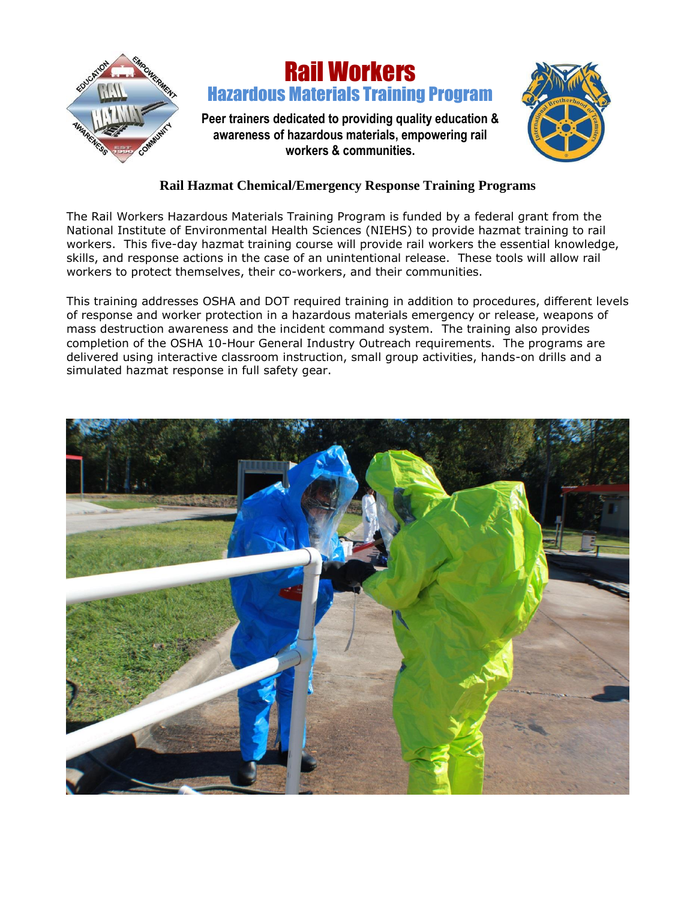# Rail Workers

## Hazardous Materials Training Program

**Peer trainers dedicated to providing quality education & awareness of hazardous materials, empowering rail workers & communities.**

### Rail Hazmat Chemical/Emergency Response Training Programs

The Rail Workers Hazardous Materials Training Program is funded by a federal grant from the National Institute of Environmental Health Sciences (NIEHS) to provide hazmat training to rail workers. This five-day hazmat training course will provide rail workers the essential knowledge, skills, and response actions in the case of an unintentional release. These tools will allow rail workers to protect themselves, their co-workers, and their communities.

This training addresses OSHA and DOT required training in addition to procedures, different levels of response and worker protection in a hazardous materials emergency or release, weapons of mass destruction awareness and the incident command system. The training also provides completion of the OSHA 10-Hour General Industry Outreach requirements. The programs are delivered using interactive classroom instruction, small group activities, hands-on drills and a simulated hazmat response in full safety gear.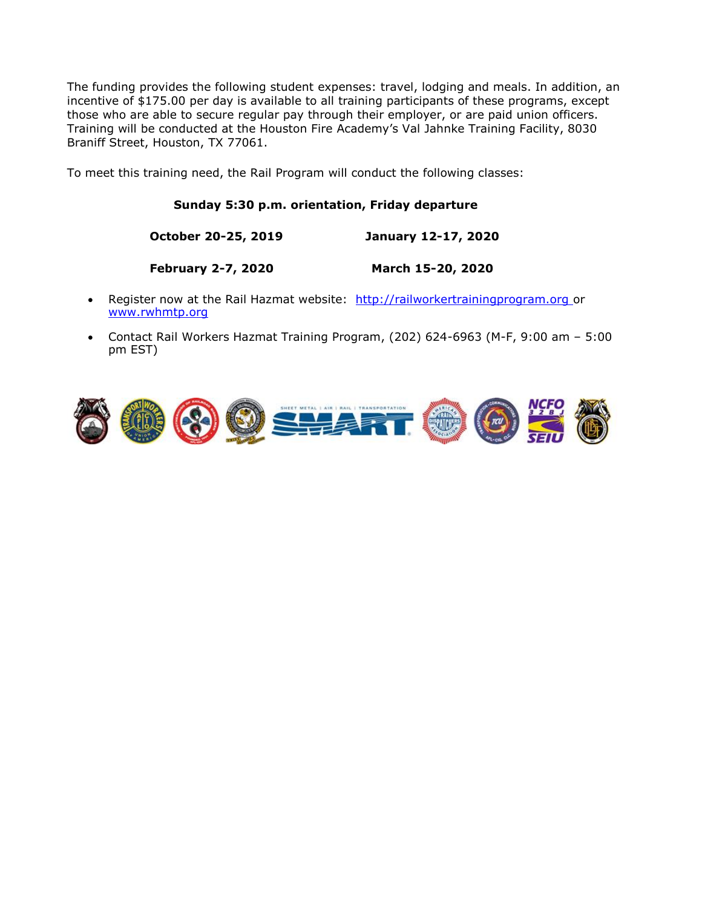The funding provides the following student expenses: travel, lodging and meals. In addition, an incentive of $175.00 per day is available to all training participants of these programs, except those who are able to secure regular pay through their employer, or are paid union officers. Training will be conducted at the Houston Fire Academy's Val Jahnke Training Facility, 8030 Braniff Street, Houston, TX 77061.

To meet this training need, the Rail Program will conduct the following classes:

**Sunday 5:30 p.m. orientation, Friday departure**

| | |
|---|---|
| **October 20-25, 2019** | **January 12-17, 2020** |
| **February 2-7, 2020** | **March 15-20, 2020** |

- Register now at the Rail Hazmat website: http://railworkertrainingprogram.org or www.rwhmtp.org
- Contact Rail Workers Hazmat Training Program, (202) 624-6963 (M-F, 9:00 am – 5:00 pm EST)